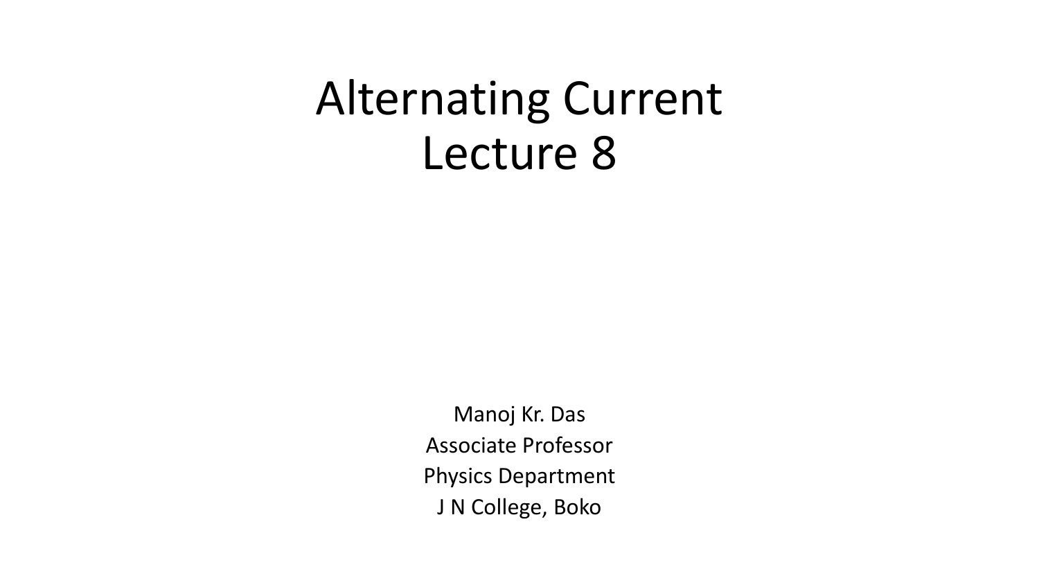# Alternating Current
# Lecture 8

Manoj Kr. Das
Associate Professor
Physics Department
J N College, Boko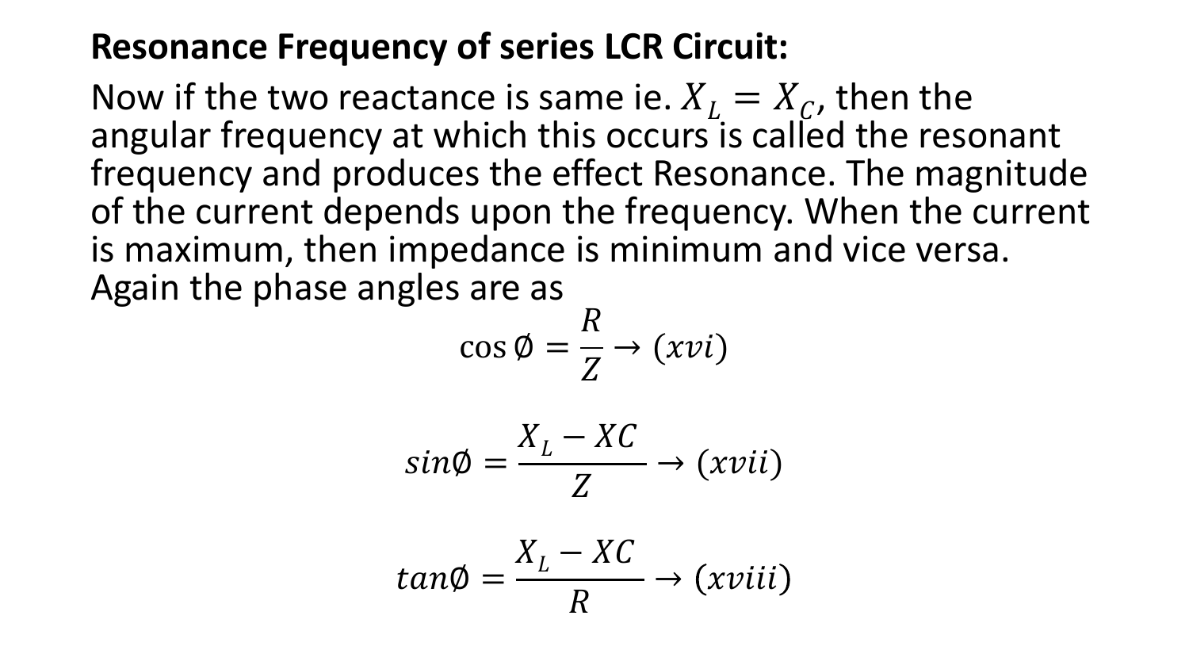**Resonance Frequency of series LCR Circuit:**

Now if the two reactance is same ie. $X_L = X_C$, then the angular frequency at which this occurs is called the resonant frequency and produces the effect Resonance. The magnitude of the current depends upon the frequency. When the current is maximum, then impedance is minimum and vice versa. Again the phase angles are as

$$\cos \emptyset = \frac{R}{Z} \rightarrow (xvi)$$

$$sin\emptyset = \frac{X_L - XC}{Z} \rightarrow (xvii)$$

$$tan\emptyset = \frac{X_L - XC}{R} \rightarrow (xviii)$$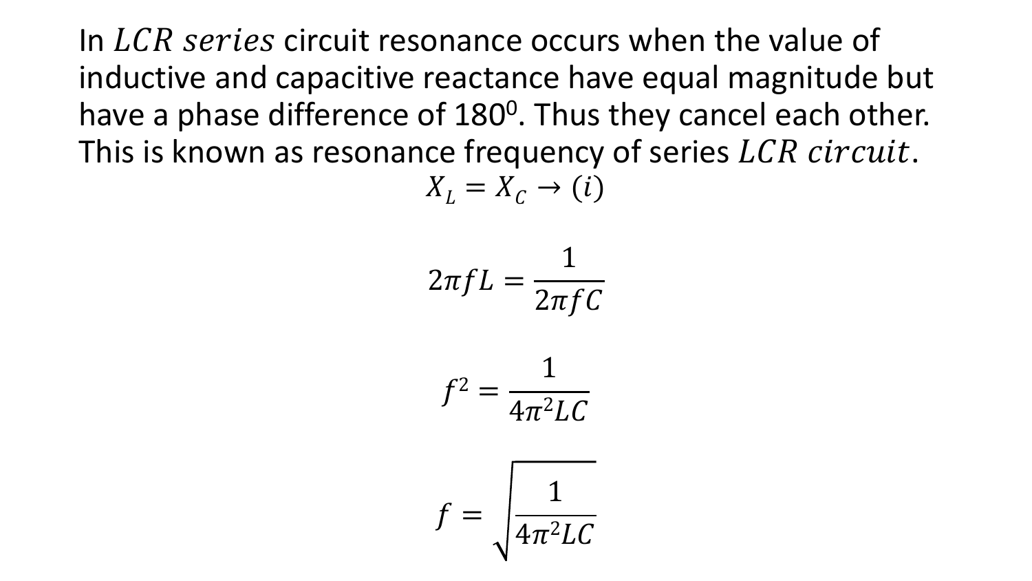In $LCR$ $series$ circuit resonance occurs when the value of inductive and capacitive reactance have equal magnitude but have a phase difference of $180^0$. Thus they cancel each other. This is known as resonance frequency of series $LCR$ $circuit$.

$$X_L = X_C \rightarrow (i)$$

$$2\pi f L = \frac{1}{2\pi f C}$$

$$f^2 = \frac{1}{4\pi^2 LC}$$

$$f = \sqrt{\frac{1}{4\pi^2 LC}}$$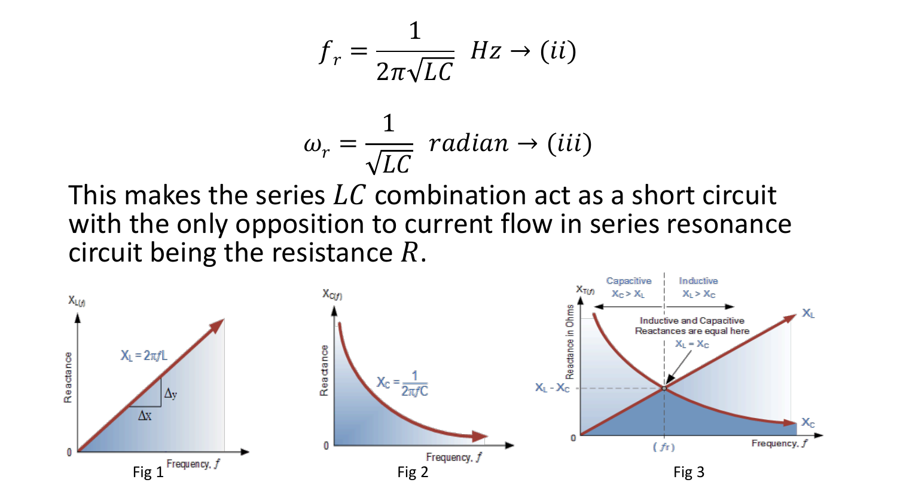$$f_r = \frac{1}{2\pi\sqrt{LC}} \ Hz \rightarrow (ii)$$

$$\omega_r = \frac{1}{\sqrt{LC}} \ radian \rightarrow (iii)$$

This makes the series $LC$ combination act as a short circuit with the only opposition to current flow in series resonance circuit being the resistance $R$.

Fig 1

Fig 2

Fig 3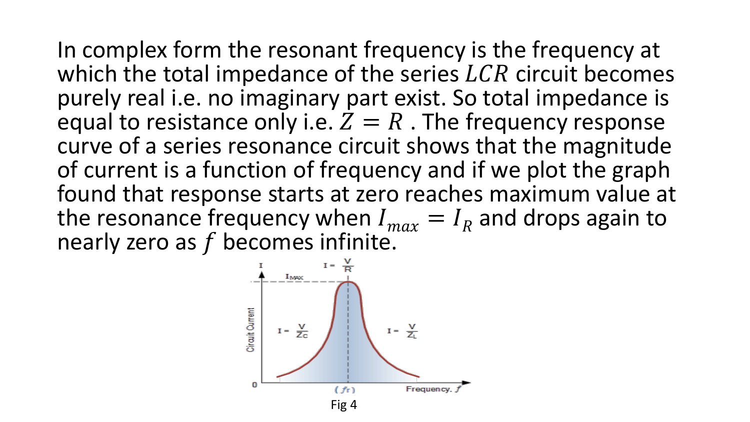In complex form the resonant frequency is the frequency at which the total impedance of the series $LCR$ circuit becomes purely real i.e. no imaginary part exist. So total impedance is equal to resistance only i.e. $Z = R$ . The frequency response curve of a series resonance circuit shows that the magnitude of current is a function of frequency and if we plot the graph found that response starts at zero reaches maximum value at the resonance frequency when $I_{max} = I_R$ and drops again to nearly zero as $f$ becomes infinite.

Fig 4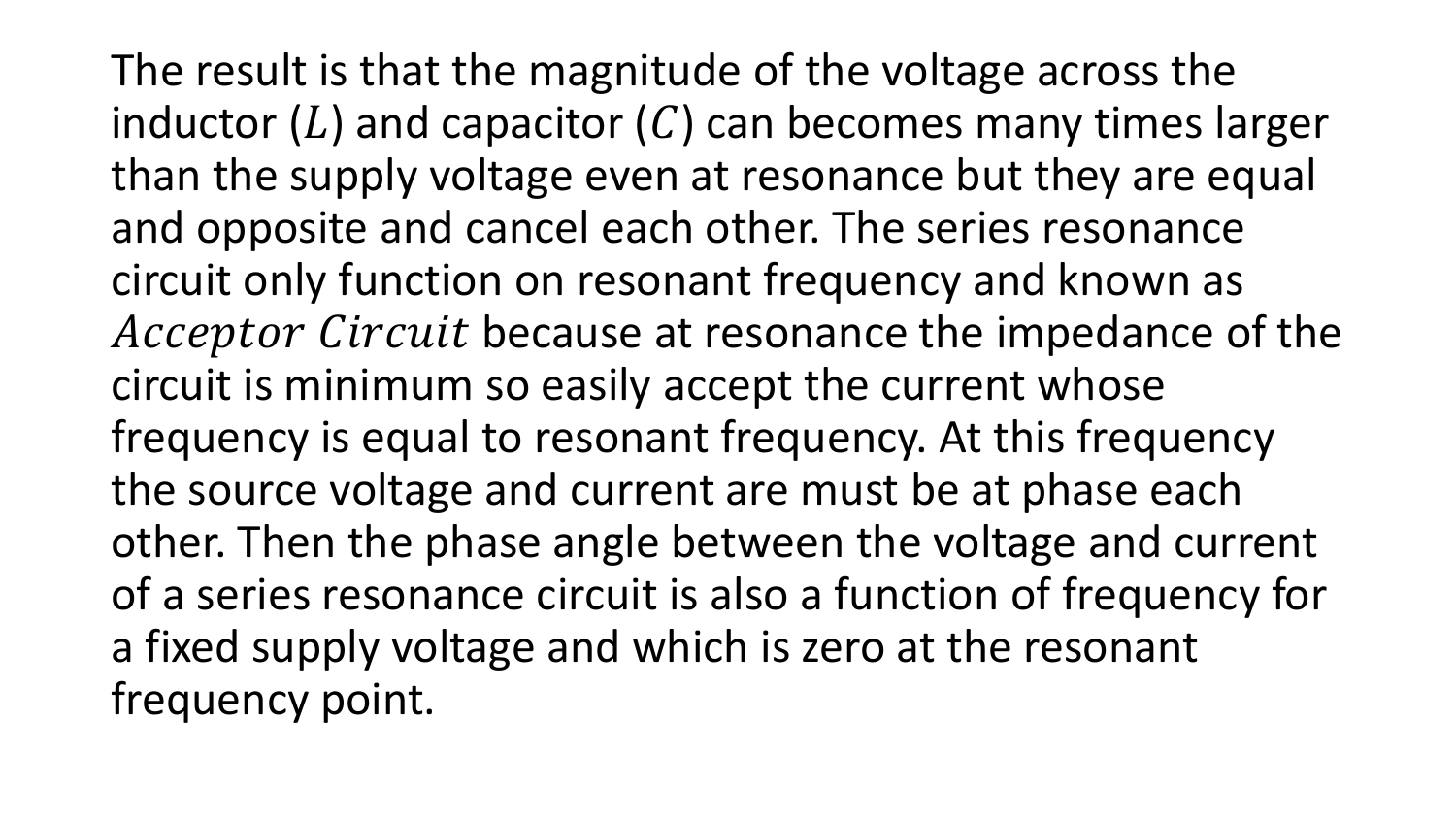The result is that the magnitude of the voltage across the inductor ($L$) and capacitor ($C$) can becomes many times larger than the supply voltage even at resonance but they are equal and opposite and cancel each other. The series resonance circuit only function on resonant frequency and known as $Acceptor\ Circuit$ because at resonance the impedance of the circuit is minimum so easily accept the current whose frequency is equal to resonant frequency. At this frequency the source voltage and current are must be at phase each other. Then the phase angle between the voltage and current of a series resonance circuit is also a function of frequency for a fixed supply voltage and which is zero at the resonant frequency point.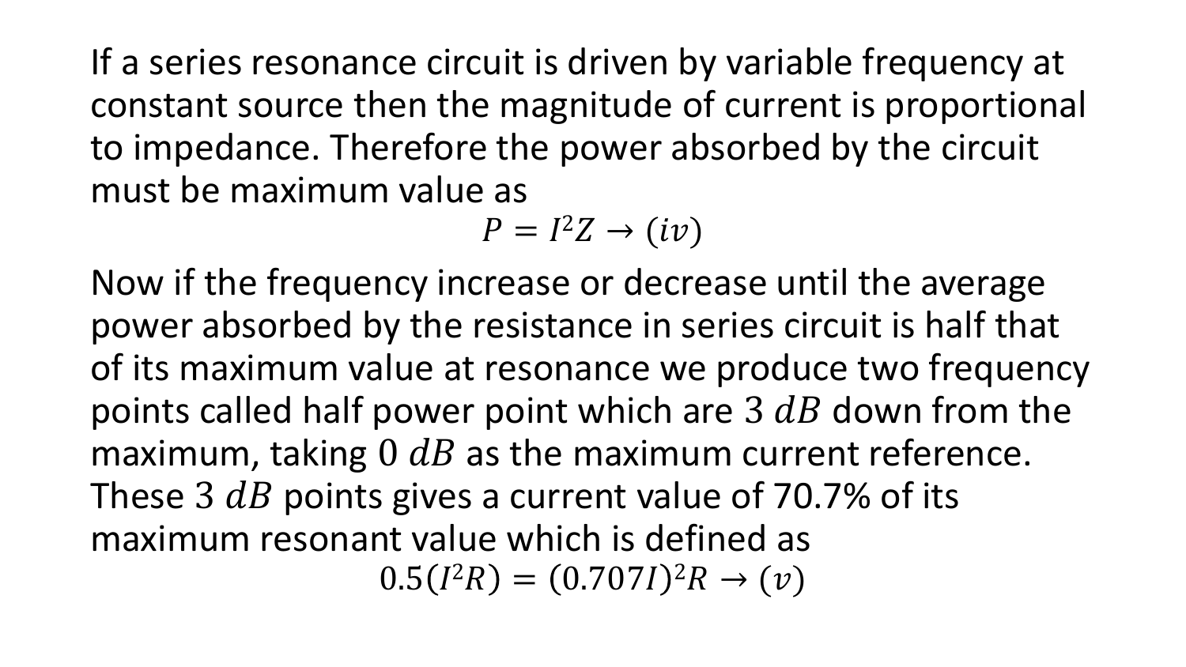If a series resonance circuit is driven by variable frequency at constant source then the magnitude of current is proportional to impedance. Therefore the power absorbed by the circuit must be maximum value as

$$P = I^2 Z \rightarrow (iv)$$

Now if the frequency increase or decrease until the average power absorbed by the resistance in series circuit is half that of its maximum value at resonance we produce two frequency points called half power point which are $3\ dB$ down from the maximum, taking $0\ dB$ as the maximum current reference. These $3\ dB$ points gives a current value of 70.7% of its maximum resonant value which is defined as

$$0.5(I^2 R) = (0.707I)^2 R \rightarrow (v)$$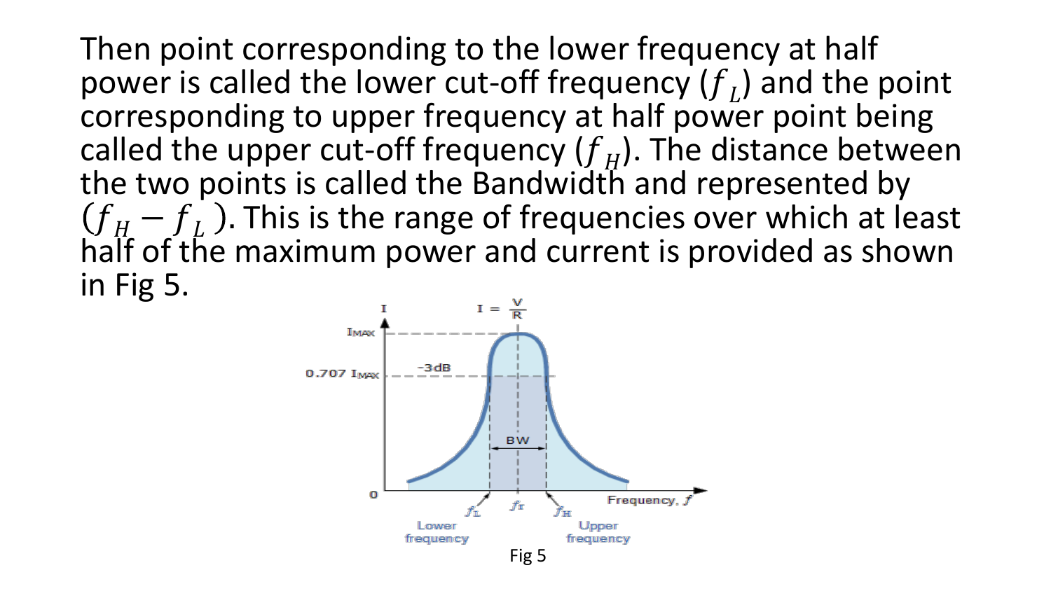Then point corresponding to the lower frequency at half power is called the lower cut-off frequency ($f_L$) and the point corresponding to upper frequency at half power point being called the upper cut-off frequency ($f_H$). The distance between the two points is called the Bandwidth and represented by $(f_H - f_L)$. This is the range of frequencies over which at least half of the maximum power and current is provided as shown in Fig 5.

Fig 5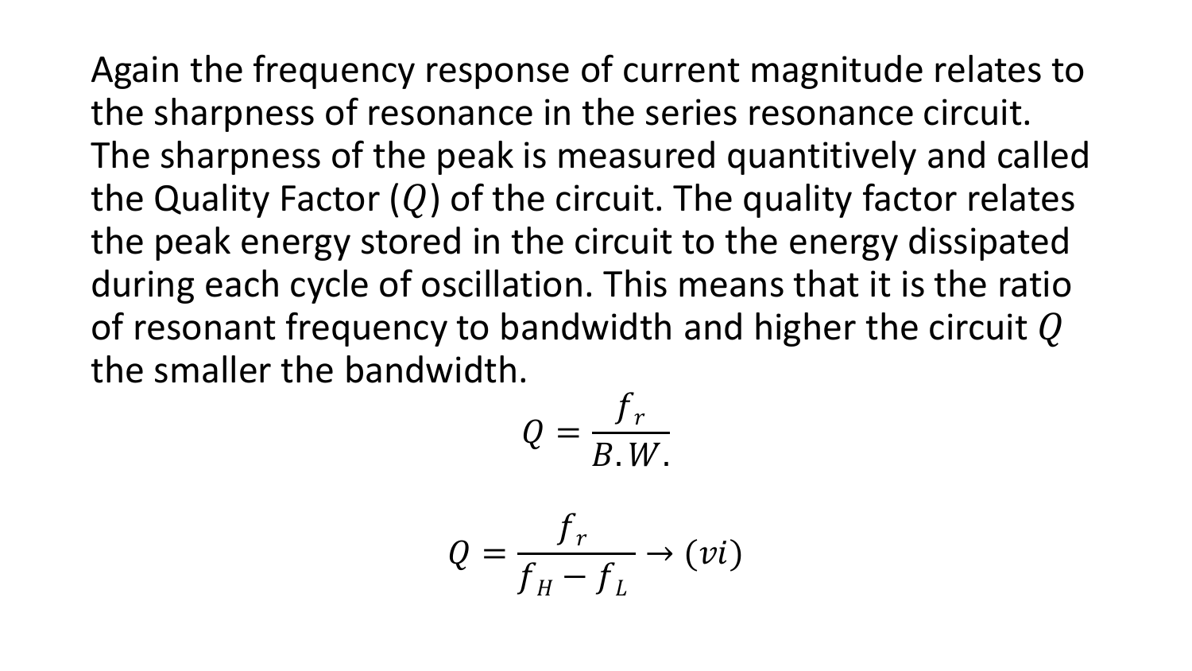Again the frequency response of current magnitude relates to the sharpness of resonance in the series resonance circuit. The sharpness of the peak is measured quantitively and called the Quality Factor ($Q$) of the circuit. The quality factor relates the peak energy stored in the circuit to the energy dissipated during each cycle of oscillation. This means that it is the ratio of resonant frequency to bandwidth and higher the circuit $Q$ the smaller the bandwidth.

$$Q = \frac{f_r}{B.W.}$$

$$Q = \frac{f_r}{f_H - f_L} \rightarrow (vi)$$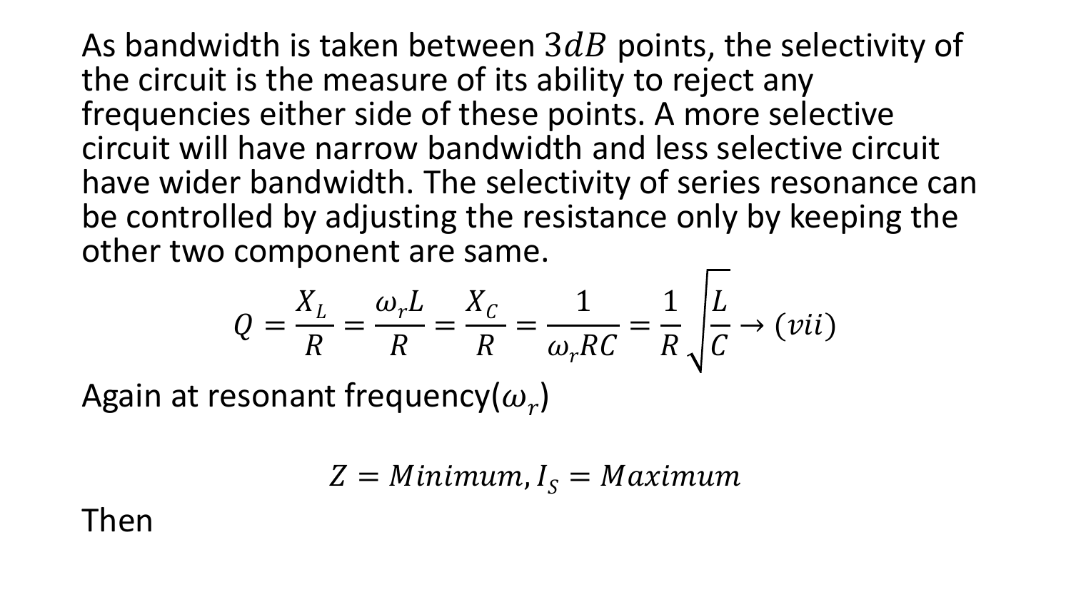As bandwidth is taken between $3dB$ points, the selectivity of the circuit is the measure of its ability to reject any frequencies either side of these points. A more selective circuit will have narrow bandwidth and less selective circuit have wider bandwidth. The selectivity of series resonance can be controlled by adjusting the resistance only by keeping the other two component are same.

$$Q = \frac{X_L}{R} = \frac{\omega_r L}{R} = \frac{X_C}{R} = \frac{1}{\omega_r RC} = \frac{1}{R}\sqrt{\frac{L}{C}} \rightarrow (vii)$$

Again at resonant frequency($\omega_r$)

$$Z = Minimum, I_S = Maximum$$

Then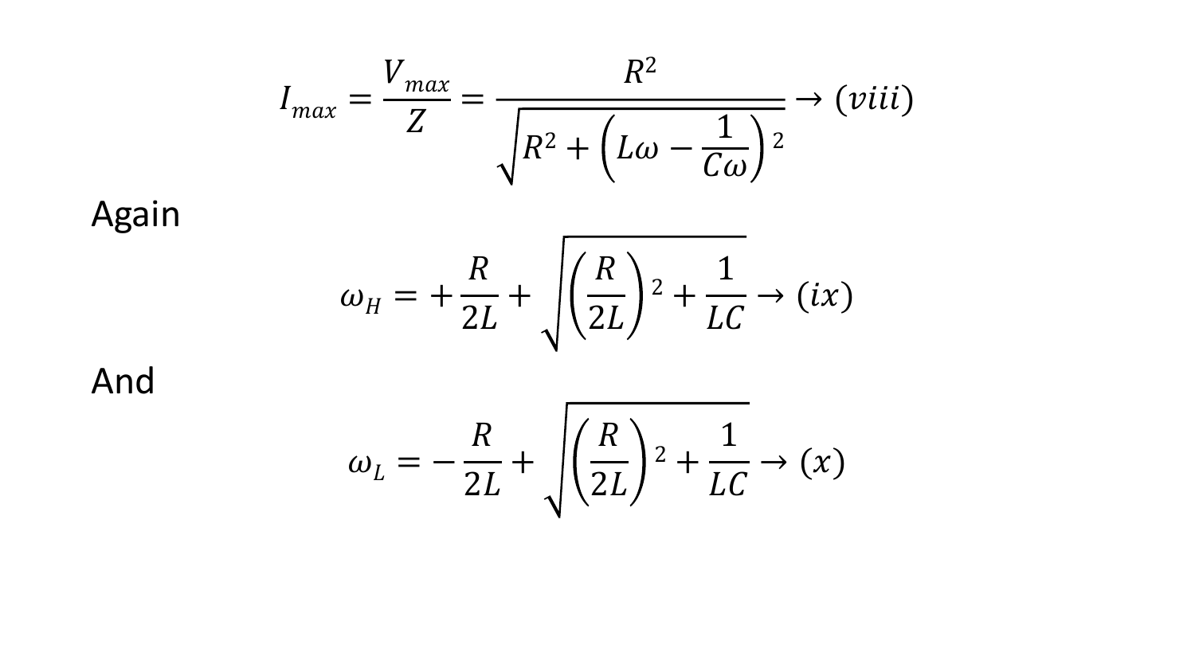$$I_{max} = \frac{V_{max}}{Z} = \frac{R^2}{\sqrt{R^2 + \left(L\omega - \frac{1}{C\omega}\right)^2}} \rightarrow (viii)$$

Again

$$\omega_H = +\frac{R}{2L} + \sqrt{\left(\frac{R}{2L}\right)^2 + \frac{1}{LC}} \rightarrow (ix)$$

And

$$\omega_L = -\frac{R}{2L} + \sqrt{\left(\frac{R}{2L}\right)^2 + \frac{1}{LC}} \rightarrow (x)$$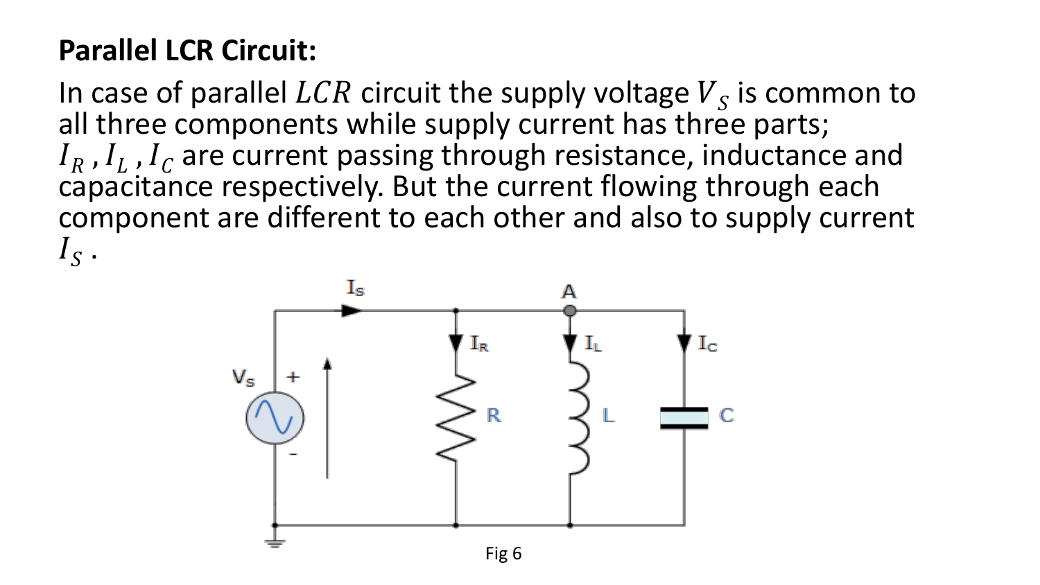**Parallel LCR Circuit:**

In case of parallel $LCR$ circuit the supply voltage $V_S$ is common to all three components while supply current has three parts; $I_R$ , $I_L$ , $I_C$ are current passing through resistance, inductance and capacitance respectively. But the current flowing through each component are different to each other and also to supply current $I_S$ .

Fig 6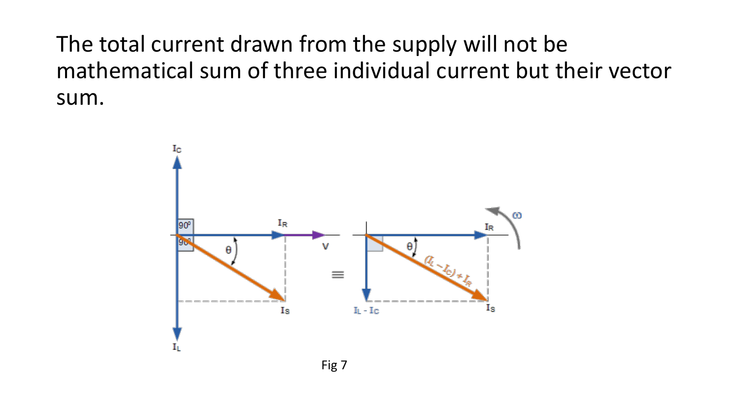The total current drawn from the supply will not be mathematical sum of three individual current but their vector sum.

Fig 7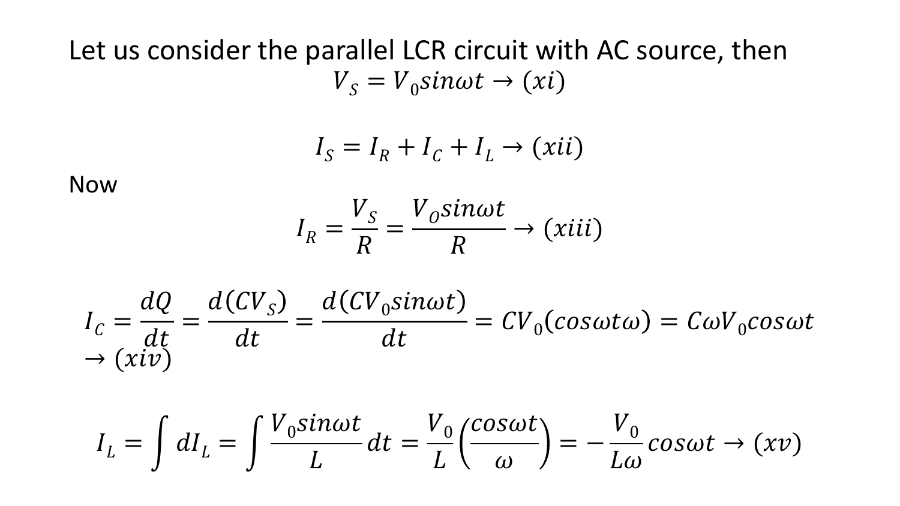Let us consider the parallel LCR circuit with AC source, then

$$V_S = V_0 sin\omega t \rightarrow (xi)$$

$$I_S = I_R + I_C + I_L \rightarrow (xii)$$

Now

$$I_R = \frac{V_S}{R} = \frac{V_O sin\omega t}{R} \rightarrow (xiii)$$

$$I_C = \frac{dQ}{dt} = \frac{d(CV_S)}{dt} = \frac{d(CV_0 sin\omega t)}{dt} = CV_0(cos\omega t\omega) = C\omega V_0 cos\omega t \rightarrow (xiv)$$

$$I_L = \int dI_L = \int \frac{V_0 sin\omega t}{L} dt = \frac{V_0}{L}\left(\frac{cos\omega t}{\omega}\right) = -\frac{V_0}{L\omega} cos\omega t \rightarrow (xv)$$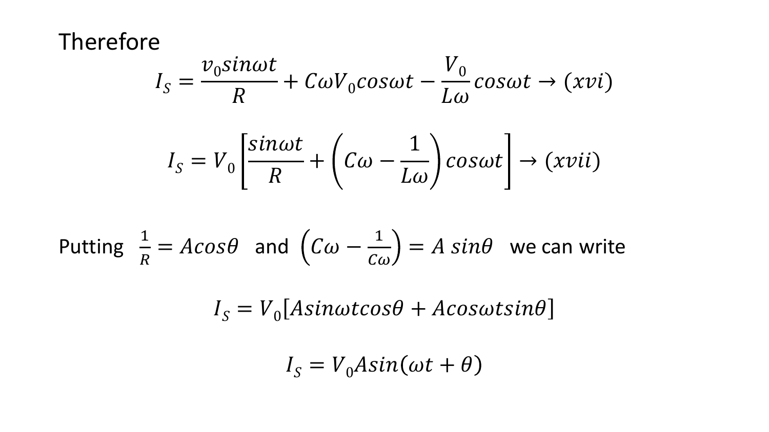Therefore

$$I_S = \frac{v_0 sin\omega t}{R} + C\omega V_0 cos\omega t - \frac{V_0}{L\omega} cos\omega t \rightarrow (xvi)$$

$$I_S = V_0 \left[ \frac{sin\omega t}{R} + \left( C\omega - \frac{1}{L\omega} \right) cos\omega t \right] \rightarrow (xvii)$$

Putting $\frac{1}{R} = Acos\theta$ and $\left( C\omega - \frac{1}{C\omega} \right) = A\ sin\theta$ we can write

$$I_S = V_0 [Asin\omega tcos\theta + Acos\omega tsin\theta]$$

$$I_S = V_0 Asin(\omega t + \theta)$$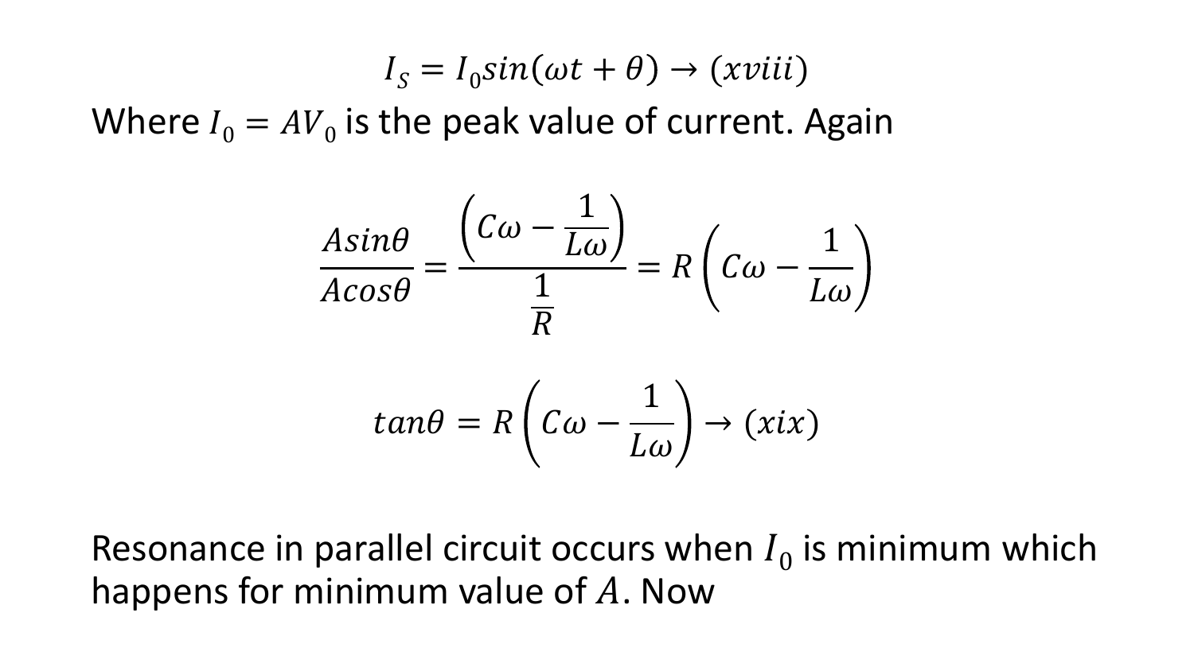$$I_S = I_0 sin(\omega t + \theta) \rightarrow (xviii)$$

Where $I_0 = AV_0$ is the peak value of current. Again

$$\frac{Asin\theta}{Acos\theta} = \frac{\left(C\omega - \frac{1}{L\omega}\right)}{\frac{1}{R}} = R\left(C\omega - \frac{1}{L\omega}\right)$$

$$tan\theta = R\left(C\omega - \frac{1}{L\omega}\right) \rightarrow (xix)$$

Resonance in parallel circuit occurs when $I_0$ is minimum which happens for minimum value of $A$. Now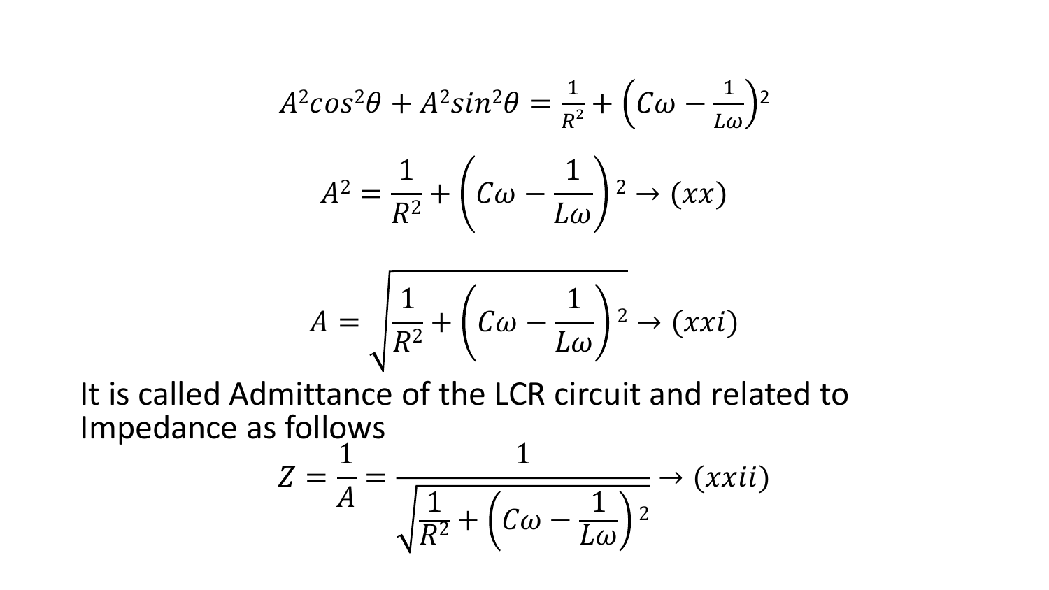$$A^2cos^2\theta + A^2sin^2\theta = \frac{1}{R^2} + \left(C\omega - \frac{1}{L\omega}\right)^2$$

$$A^2 = \frac{1}{R^2} + \left(C\omega - \frac{1}{L\omega}\right)^2 \rightarrow (xx)$$

$$A = \sqrt{\frac{1}{R^2} + \left(C\omega - \frac{1}{L\omega}\right)^2} \rightarrow (xxi)$$

It is called Admittance of the LCR circuit and related to Impedance as follows

$$Z = \frac{1}{A} = \frac{1}{\sqrt{\frac{1}{R^2} + \left(C\omega - \frac{1}{L\omega}\right)^2}} \rightarrow (xxii)$$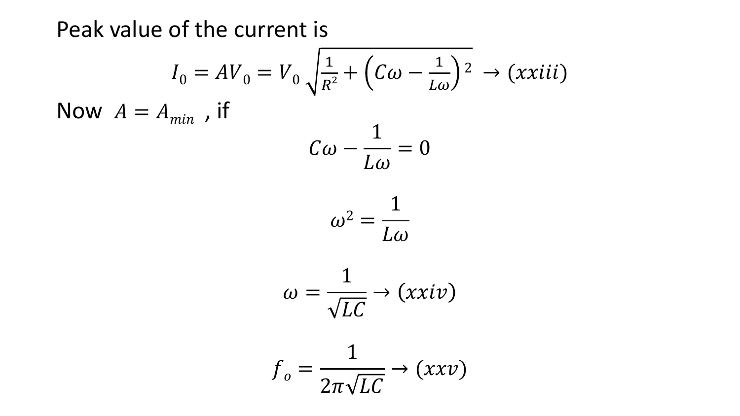Peak value of the current is

$$I_0 = AV_0 = V_0\sqrt{\frac{1}{R^2} + \left(C\omega - \frac{1}{L\omega}\right)^2} \rightarrow (xxiii)$$

Now $A = A_{min}$ , if

$$C\omega - \frac{1}{L\omega} = 0$$

$$\omega^2 = \frac{1}{L\omega}$$

$$\omega = \frac{1}{\sqrt{LC}} \rightarrow (xxiv)$$

$$f_o = \frac{1}{2\pi\sqrt{LC}} \rightarrow (xxv)$$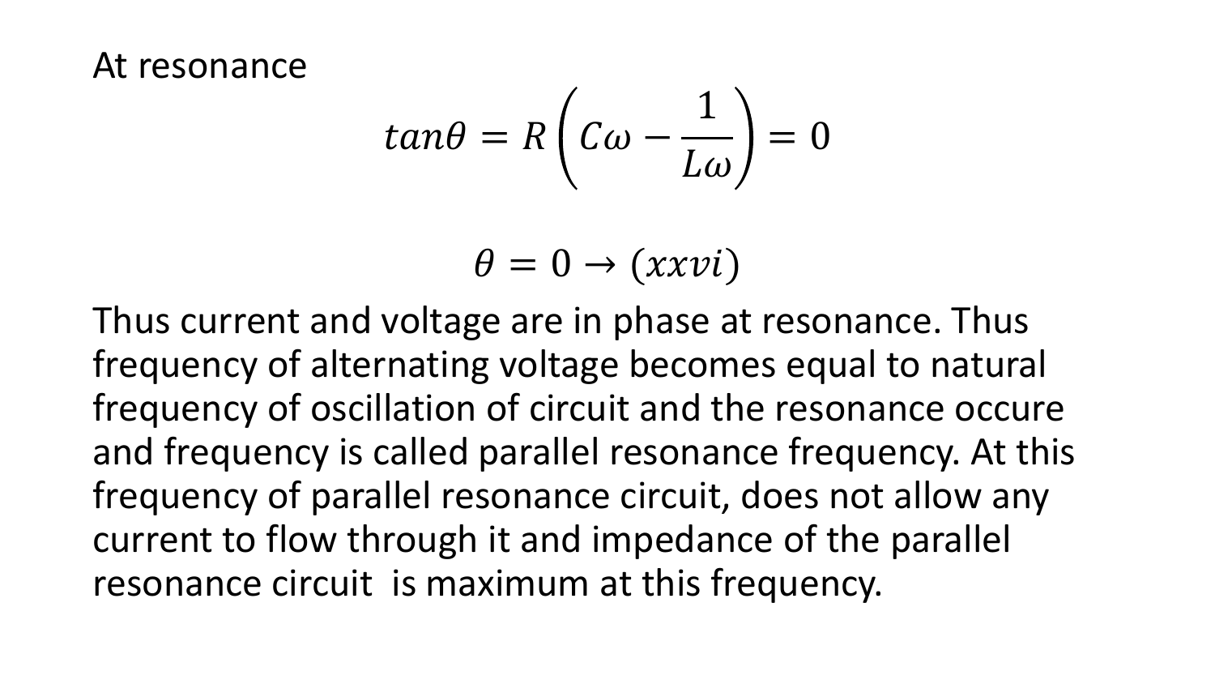At resonance

$$tan\theta = R\left(C\omega - \frac{1}{L\omega}\right) = 0$$

$$\theta = 0 \rightarrow (xxvi)$$

Thus current and voltage are in phase at resonance. Thus frequency of alternating voltage becomes equal to natural frequency of oscillation of circuit and the resonance occure and frequency is called parallel resonance frequency. At this frequency of parallel resonance circuit, does not allow any current to flow through it and impedance of the parallel resonance circuit is maximum at this frequency.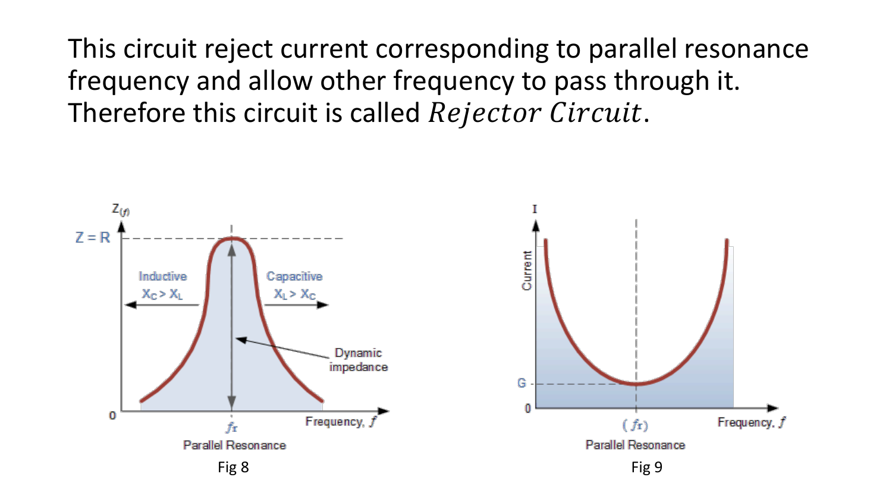This circuit reject current corresponding to parallel resonance frequency and allow other frequency to pass through it. Therefore this circuit is called $Rejector\ Circuit$.

Fig 8

Fig 9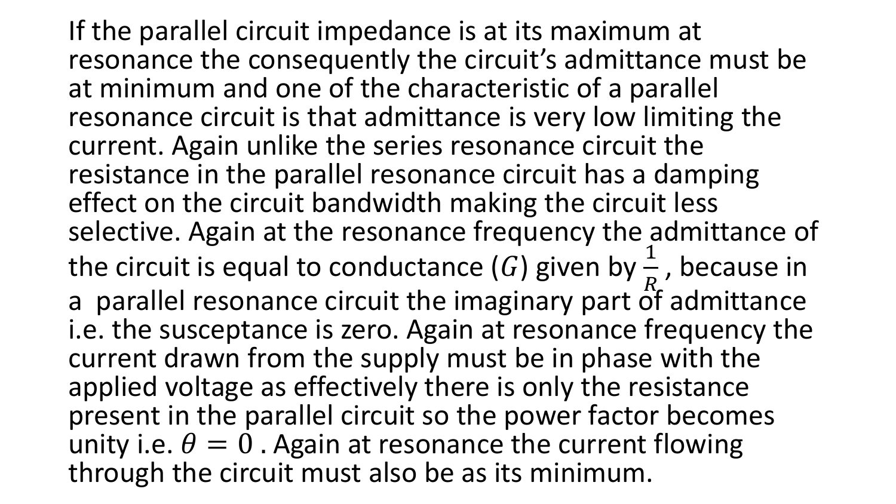If the parallel circuit impedance is at its maximum at resonance the consequently the circuit's admittance must be at minimum and one of the characteristic of a parallel resonance circuit is that admittance is very low limiting the current. Again unlike the series resonance circuit the resistance in the parallel resonance circuit has a damping effect on the circuit bandwidth making the circuit less selective. Again at the resonance frequency the admittance of the circuit is equal to conductance ($G$) given by $\frac{1}{R}$, because in a parallel resonance circuit the imaginary part of admittance i.e. the susceptance is zero. Again at resonance frequency the current drawn from the supply must be in phase with the applied voltage as effectively there is only the resistance present in the parallel circuit so the power factor becomes unity i.e. $\theta = 0$ . Again at resonance the current flowing through the circuit must also be as its minimum.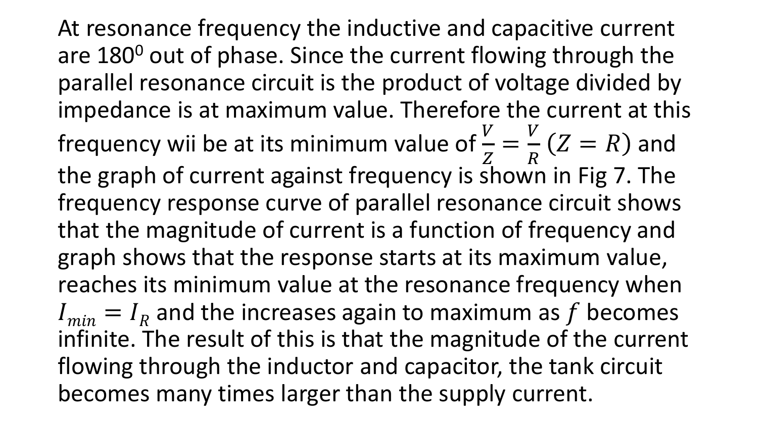At resonance frequency the inductive and capacitive current are $180^0$ out of phase. Since the current flowing through the parallel resonance circuit is the product of voltage divided by impedance is at maximum value. Therefore the current at this frequency wii be at its minimum value of $\frac{V}{Z} = \frac{V}{R}\,(Z = R)$ and the graph of current against frequency is shown in Fig 7. The frequency response curve of parallel resonance circuit shows that the magnitude of current is a function of frequency and graph shows that the response starts at its maximum value, reaches its minimum value at the resonance frequency when $I_{min} = I_R$ and the increases again to maximum as $f$ becomes infinite. The result of this is that the magnitude of the current flowing through the inductor and capacitor, the tank circuit becomes many times larger than the supply current.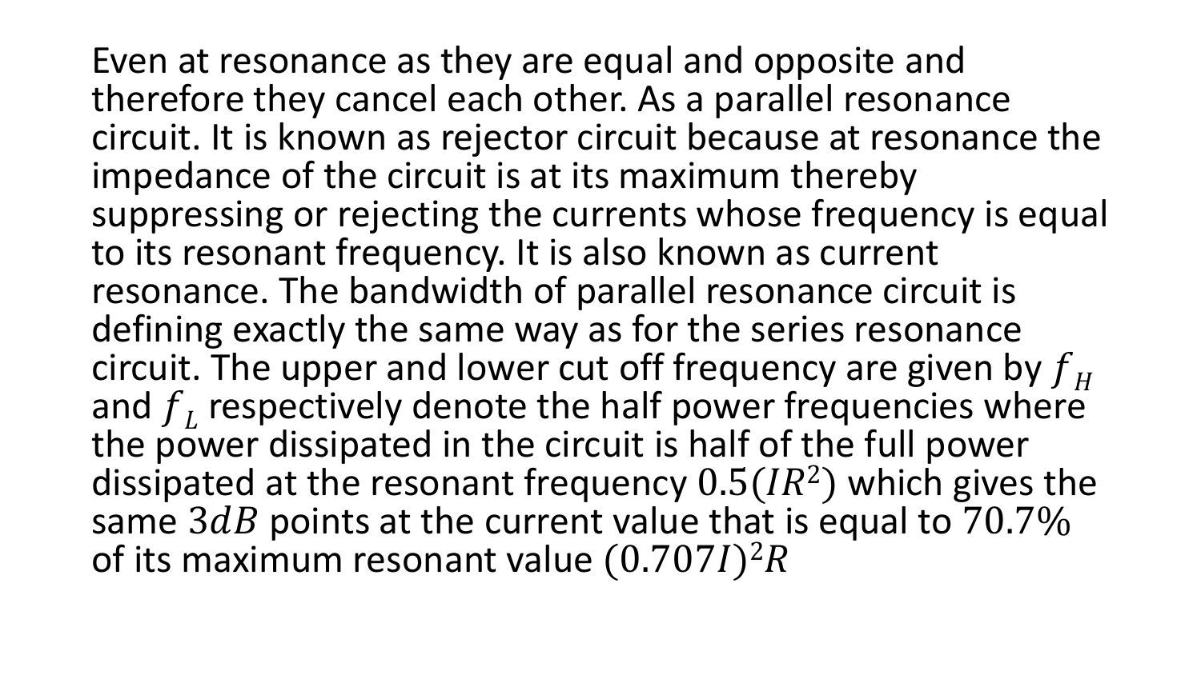Even at resonance as they are equal and opposite and therefore they cancel each other. As a parallel resonance circuit. It is known as rejector circuit because at resonance the impedance of the circuit is at its maximum thereby suppressing or rejecting the currents whose frequency is equal to its resonant frequency. It is also known as current resonance. The bandwidth of parallel resonance circuit is defining exactly the same way as for the series resonance circuit. The upper and lower cut off frequency are given by $f_H$ and $f_L$ respectively denote the half power frequencies where the power dissipated in the circuit is half of the full power dissipated at the resonant frequency $0.5(IR^2)$ which gives the same $3dB$ points at the current value that is equal to $70.7\%$ of its maximum resonant value $(0.707I)^2R$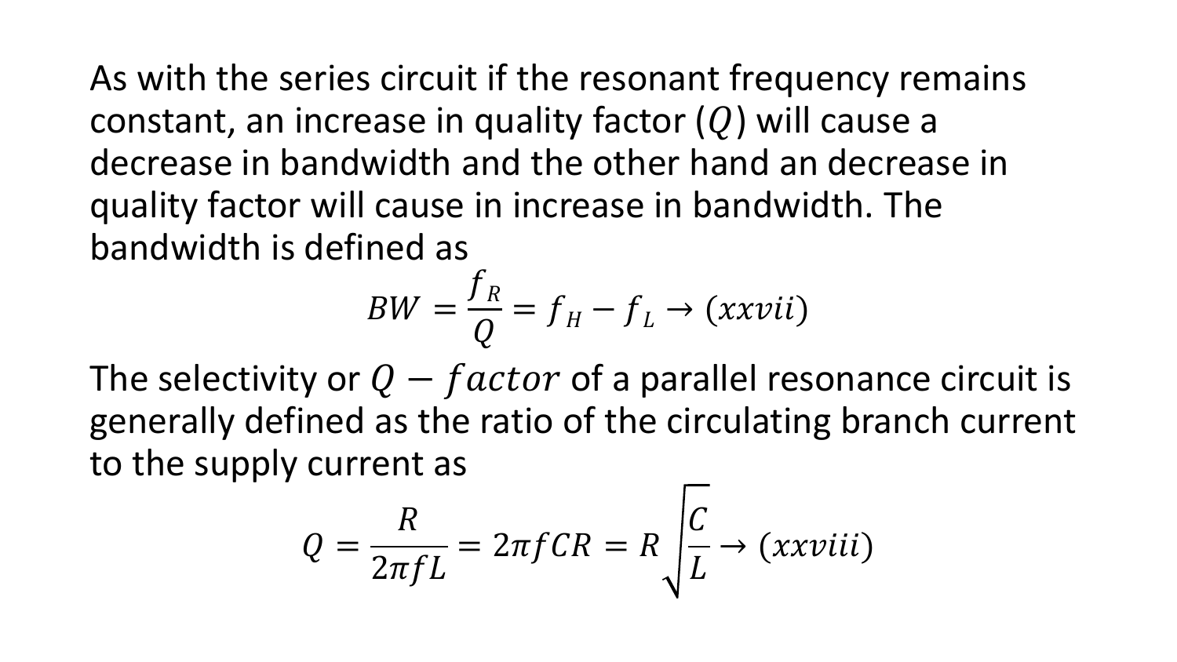As with the series circuit if the resonant frequency remains constant, an increase in quality factor ($Q$) will cause a decrease in bandwidth and the other hand an decrease in quality factor will cause in increase in bandwidth. The bandwidth is defined as

$$BW = \frac{f_R}{Q} = f_H - f_L \rightarrow (xxvii)$$

The selectivity or $Q - factor$ of a parallel resonance circuit is generally defined as the ratio of the circulating branch current to the supply current as

$$Q = \frac{R}{2\pi f L} = 2\pi f C R = R\sqrt{\frac{C}{L}} \rightarrow (xxviii)$$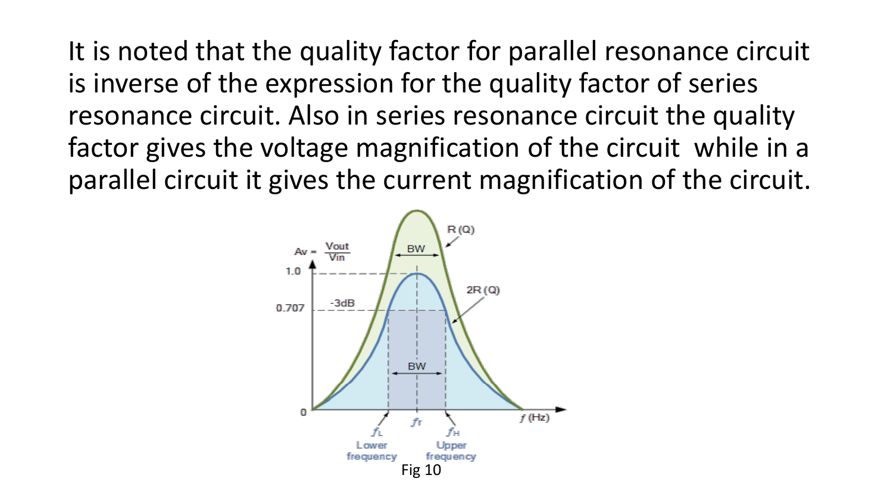It is noted that the quality factor for parallel resonance circuit is inverse of the expression for the quality factor of series resonance circuit. Also in series resonance circuit the quality factor gives the voltage magnification of the circuit while in a parallel circuit it gives the current magnification of the circuit.

$Av = \frac{Vout}{Vin}$

1.0

0.707

-3dB

0

BW

BW

R (Q)

2R (Q)

$f$ (Hz)

$f_L$
Lower frequency

$f_r$

$f_H$
Upper frequency

Fig 10